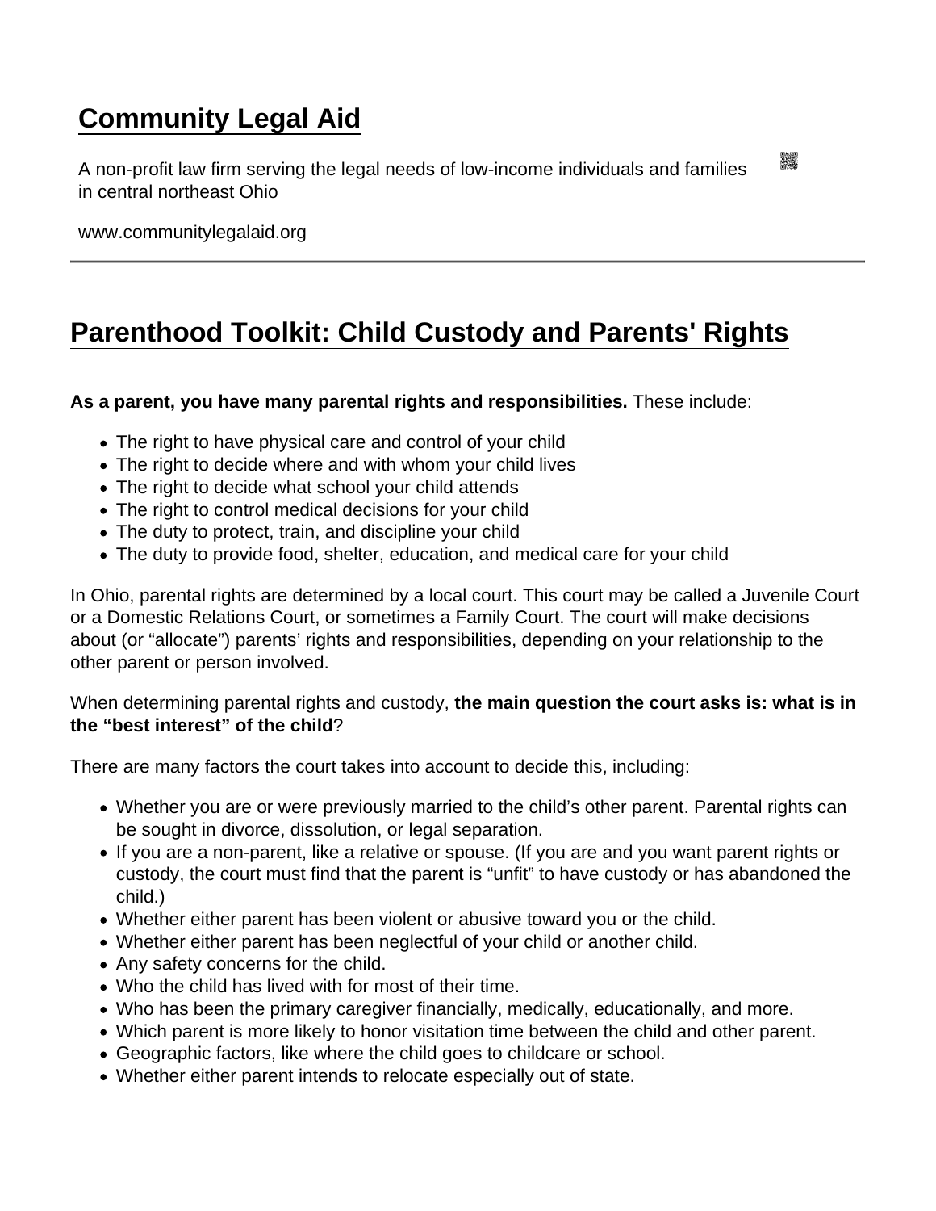# Community Legal Aid

A non-profit law firm serving the legal needs of low-income individuals and families in central northeast Ohio

www.communitylegalaid.org

## Parenthood Toolkit: Child Custody and Parents' Rights

**As a parent, you have many parental rights and responsibilities.** These include:

- The right to have physical care and control of your child
- The right to decide where and with whom your child lives
- The right to decide what school your child attends
- The right to control medical decisions for your child
- The duty to protect, train, and discipline your child
- The duty to provide food, shelter, education, and medical care for your child

In Ohio, parental rights are determined by a local court. This court may be called a Juvenile Court or a Domestic Relations Court, or sometimes a Family Court. The court will make decisions about (or "allocate") parents' rights and responsibilities, depending on your relationship to the other parent or person involved.

When determining parental rights and custody, **the main question the court asks is: what is in the "best interest" of the child**?

There are many factors the court takes into account to decide this, including:

- Whether you are or were previously married to the child's other parent. Parental rights can be sought in divorce, dissolution, or legal separation.
- If you are a non-parent, like a relative or spouse. (If you are and you want parent rights or custody, the court must find that the parent is "unfit" to have custody or has abandoned the child.)
- Whether either parent has been violent or abusive toward you or the child.
- Whether either parent has been neglectful of your child or another child.
- Any safety concerns for the child.
- Who the child has lived with for most of their time.
- Who has been the primary caregiver financially, medically, educationally, and more.
- Which parent is more likely to honor visitation time between the child and other parent.
- Geographic factors, like where the child goes to childcare or school.
- Whether either parent intends to relocate especially out of state.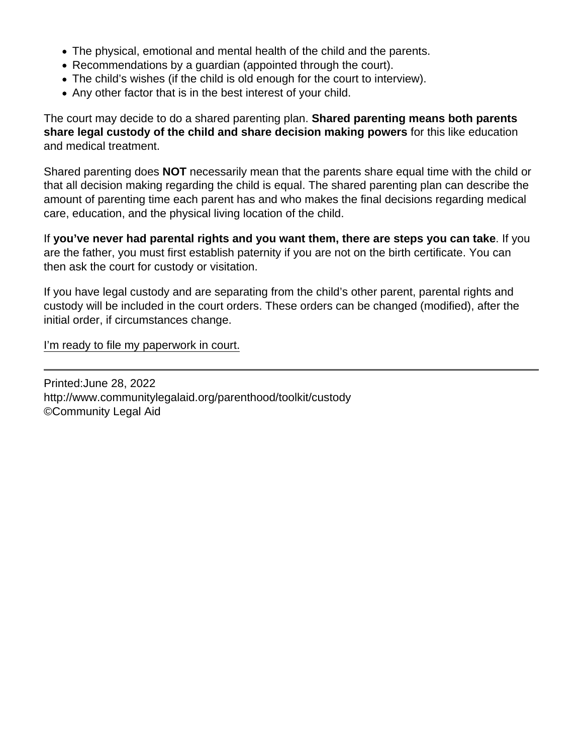- The physical, emotional and mental health of the child and the parents.
- Recommendations by a guardian (appointed through the court).
- The child's wishes (if the child is old enough for the court to interview).
- Any other factor that is in the best interest of your child.

The court may decide to do a shared parenting plan. **Shared parenting means both parents share legal custody of the child and share decision making powers** for this like education and medical treatment.

Shared parenting does **NOT** necessarily mean that the parents share equal time with the child or that all decision making regarding the child is equal. The shared parenting plan can describe the amount of parenting time each parent has and who makes the final decisions regarding medical care, education, and the physical living location of the child.

If **you've never had parental rights and you want them, there are steps you can take**. If you are the father, you must first establish paternity if you are not on the birth certificate. You can then ask the court for custody or visitation.

If you have legal custody and are separating from the child's other parent, parental rights and custody will be included in the court orders. These orders can be changed (modified), after the initial order, if circumstances change.

I'm ready to file my paperwork in court.

---

Printed:June 28, 2022
http://www.communitylegalaid.org/parenthood/toolkit/custody
©Community Legal Aid